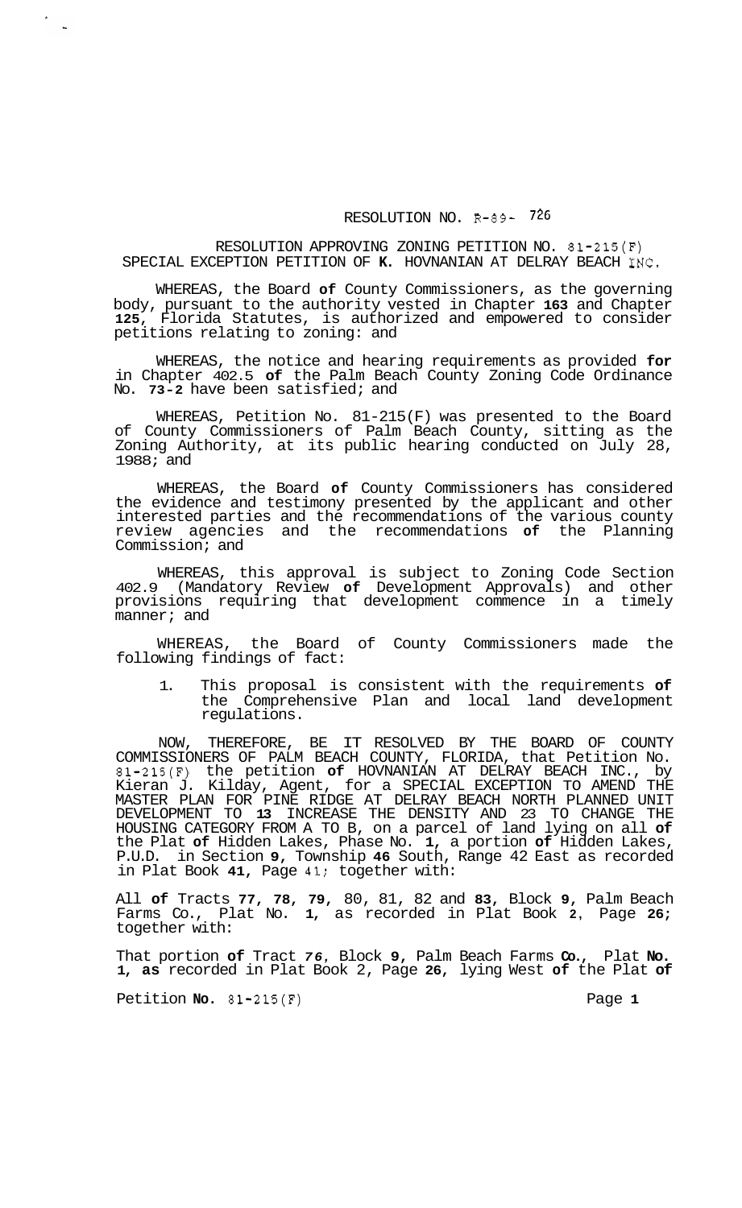RESOLUTION NO. R-89- 726

RESOLUTION APPROVING ZONING PETITION NO. 81-215(F)
SPECIAL EXCEPTION PETITION OF K. HOVNANIAN AT DELRAY BEACH INC.

WHEREAS, the Board of County Commissioners, as the governing body, pursuant to the authority vested in Chapter 163 and Chapter 125, Florida Statutes, is authorized and empowered to consider petitions relating to zoning: and

WHEREAS, the notice and hearing requirements as provided for in Chapter 402.5 of the Palm Beach County Zoning Code Ordinance No. 73-2 have been satisfied; and

WHEREAS, Petition No. 81-215(F) was presented to the Board of County Commissioners of Palm Beach County, sitting as the Zoning Authority, at its public hearing conducted on July 28, 1988; and

WHEREAS, the Board of County Commissioners has considered the evidence and testimony presented by the applicant and other interested parties and the recommendations of the various county review agencies and the recommendations of the Planning Commission; and

WHEREAS, this approval is subject to Zoning Code Section 402.9 (Mandatory Review of Development Approvals) and other provisions requiring that development commence in a timely manner; and

WHEREAS, the Board of County Commissioners made the following findings of fact:

1. This proposal is consistent with the requirements of the Comprehensive Plan and local land development regulations.

NOW, THEREFORE, BE IT RESOLVED BY THE BOARD OF COUNTY COMMISSIONERS OF PALM BEACH COUNTY, FLORIDA, that Petition No. 81-215(F) the petition of HOVNANIAN AT DELRAY BEACH INC., by Kieran J. Kilday, Agent, for a SPECIAL EXCEPTION TO AMEND THE MASTER PLAN FOR PINE RIDGE AT DELRAY BEACH NORTH PLANNED UNIT DEVELOPMENT TO 13 INCREASE THE DENSITY AND 23 TO CHANGE THE HOUSING CATEGORY FROM A TO B, on a parcel of land lying on all of the Plat of Hidden Lakes, Phase No. 1, a portion of Hidden Lakes, P.U.D. in Section 9, Township 46 South, Range 42 East as recorded in Plat Book 41, Page 41; together with:

All of Tracts 77, 78, 79, 80, 81, 82 and 83, Block 9, Palm Beach Farms Co., Plat No. 1, as recorded in Plat Book 2, Page 26; together with:

That portion of Tract 76, Block 9, Palm Beach Farms Co., Plat No. 1, as recorded in Plat Book 2, Page 26, lying West of the Plat of

Petition No. 81-215(F)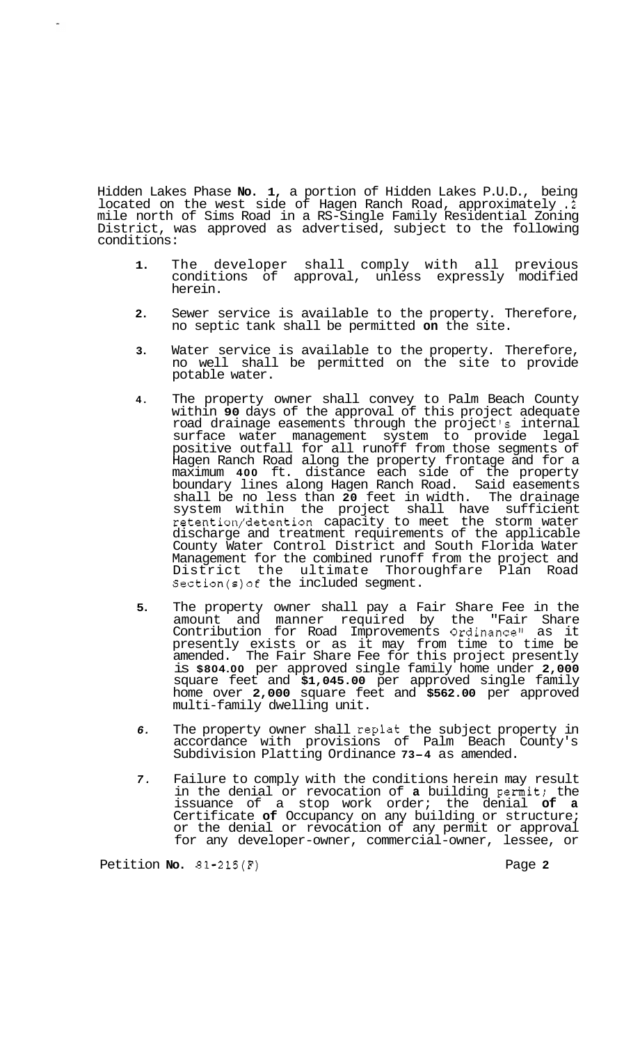Hidden Lakes Phase **No. 1**, a portion of Hidden Lakes P.U.D., being located on the west side of Hagen Ranch Road, approximately .2 mile north of Sims Road in a RS-Single Family Residential Zoning District, was approved as advertised, subject to the following conditions:

1. The developer shall comply with all previous conditions of approval, unless expressly modified herein.

2. Sewer service is available to the property. Therefore, no septic tank shall be permitted **on** the site.

3. Water service is available to the property. Therefore, no well shall be permitted on the site to provide potable water.

4. The property owner shall convey to Palm Beach County within **90** days of the approval of this project adequate road drainage easements through the project's internal surface water management system to provide legal positive outfall for all runoff from those segments of Hagen Ranch Road along the property frontage and for a maximum **400** ft. distance each side of the property boundary lines along Hagen Ranch Road. Said easements shall be no less than **20** feet in width. The drainage system within the project shall have sufficient retention/detention capacity to meet the storm water discharge and treatment requirements of the applicable County Water Control District and South Florida Water Management for the combined runoff from the project and District the ultimate Thoroughfare Plan Road Section(s)of the included segment.

5. The property owner shall pay a Fair Share Fee in the amount and manner required by the "Fair Share Contribution for Road Improvements Ordinance" as it presently exists or as it may from time to time be amended. The Fair Share Fee for this project presently is **$804.00** per approved single family home under **2,000** square feet and **$1,045.00** per approved single family home over **2,000** square feet and **$562.00** per approved multi-family dwelling unit.

6. The property owner shall replat the subject property in accordance with provisions of Palm Beach County's Subdivision Platting Ordinance **73-4** as amended.

7. Failure to comply with the conditions herein may result in the denial or revocation of **a** building permit; the issuance of a stop work order; the denial **of a** Certificate **of** Occupancy on any building or structure; or the denial or revocation of any permit or approval for any developer-owner, commercial-owner, lessee, or

Petition **No.** 81-215(F)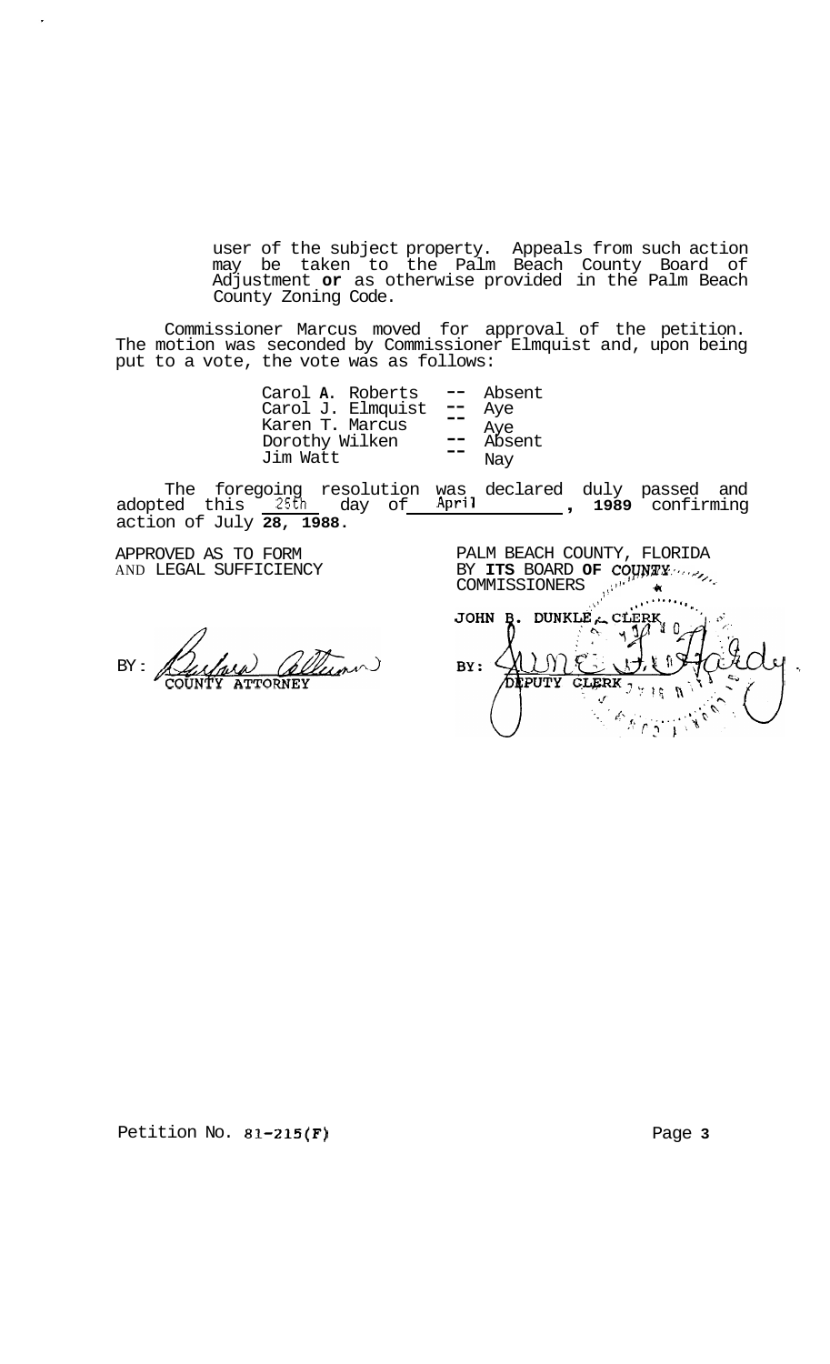user of the subject property. Appeals from such action may be taken to the Palm Beach County Board of Adjustment **or** as otherwise provided in the Palm Beach County Zoning Code.

Commissioner Marcus moved for approval of the petition. The motion was seconded by Commissioner Elmquist and, upon being put to a vote, the vote was as follows:

| | | |
|---|---|---|
| Carol **A.** Roberts | -- | Absent |
| Carol J. Elmquist | -- | Aye |
| Karen T. Marcus | -- | Aye |
| Dorothy Wilken | -- | Absent |
| Jim Watt | -- | Nay |

The foregoing resolution was declared duly passed and adopted this 25th day of April, **1989** confirming action of July **28, 1988**.

APPROVED AS TO FORM
AND LEGAL SUFFICIENCY

BY: COUNTY ATTORNEY

PALM BEACH COUNTY, FLORIDA
BY **ITS** BOARD **OF** COUNTY COMMISSIONERS

JOHN B. DUNKLE, CLERK

BY: DEPUTY CLERK

Petition No. 81-215(F)